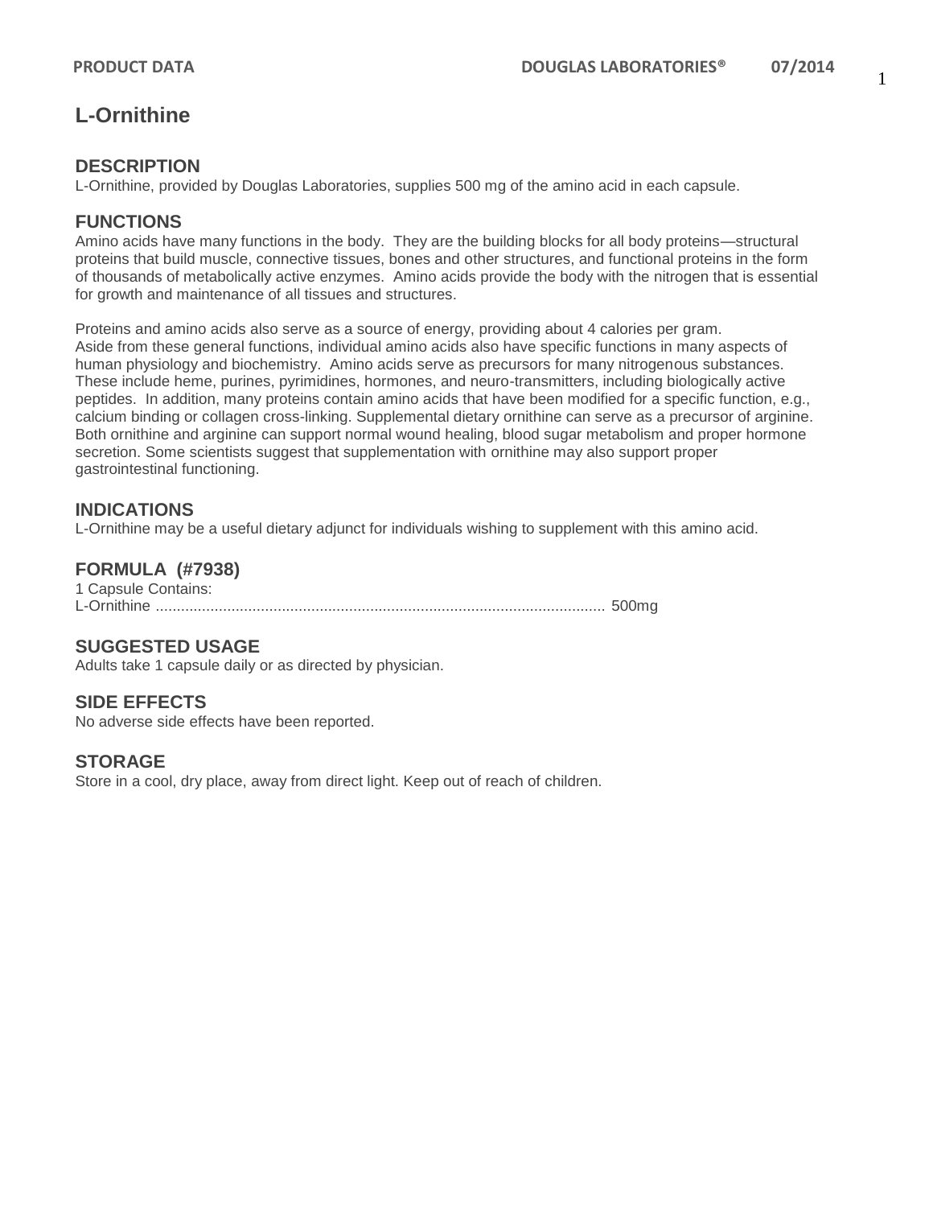# L-Ornithine

## DESCRIPTION

L-Ornithine, provided by Douglas Laboratories, supplies 500 mg of the amino acid in each capsule.

## FUNCTIONS

Amino acids have many functions in the body. They are the building blocks for all body proteins—structural proteins that build muscle, connective tissues, bones and other structures, and functional proteins in the form of thousands of metabolically active enzymes. Amino acids provide the body with the nitrogen that is essential for growth and maintenance of all tissues and structures.

Proteins and amino acids also serve as a source of energy, providing about 4 calories per gram. Aside from these general functions, individual amino acids also have specific functions in many aspects of human physiology and biochemistry. Amino acids serve as precursors for many nitrogenous substances. These include heme, purines, pyrimidines, hormones, and neuro-transmitters, including biologically active peptides. In addition, many proteins contain amino acids that have been modified for a specific function, e.g., calcium binding or collagen cross-linking. Supplemental dietary ornithine can serve as a precursor of arginine. Both ornithine and arginine can support normal wound healing, blood sugar metabolism and proper hormone secretion. Some scientists suggest that supplementation with ornithine may also support proper gastrointestinal functioning.

## INDICATIONS

L-Ornithine may be a useful dietary adjunct for individuals wishing to supplement with this amino acid.

## FORMULA (#7938)

1 Capsule Contains:
L-Ornithine .......................................................................................................... 500mg

## SUGGESTED USAGE

Adults take 1 capsule daily or as directed by physician.

## SIDE EFFECTS

No adverse side effects have been reported.

## STORAGE

Store in a cool, dry place, away from direct light. Keep out of reach of children.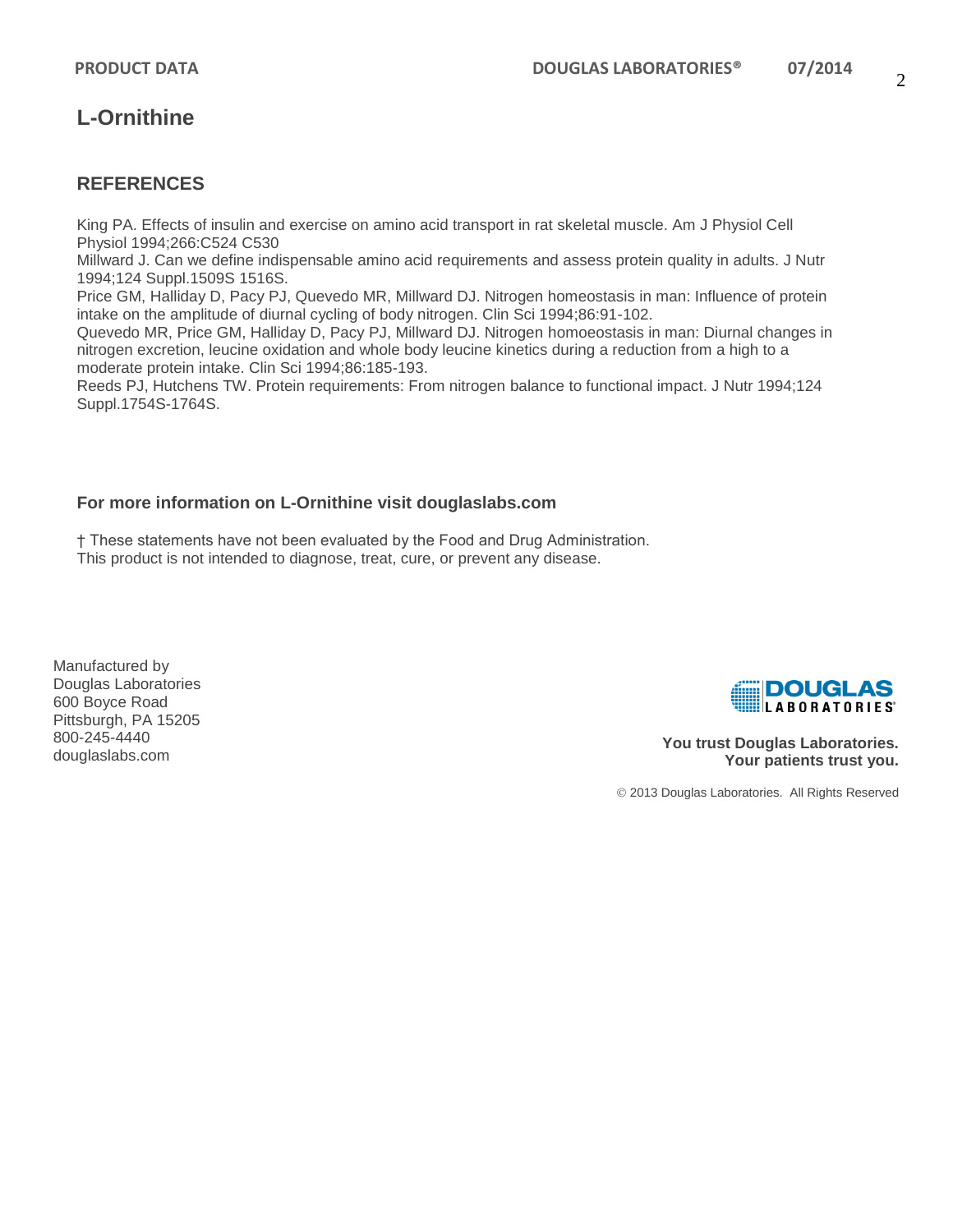## L-Ornithine

### REFERENCES

King PA. Effects of insulin and exercise on amino acid transport in rat skeletal muscle. Am J Physiol Cell Physiol 1994;266:C524 C530

Millward J. Can we define indispensable amino acid requirements and assess protein quality in adults. J Nutr 1994;124 Suppl.1509S 1516S.

Price GM, Halliday D, Pacy PJ, Quevedo MR, Millward DJ. Nitrogen homeostasis in man: Influence of protein intake on the amplitude of diurnal cycling of body nitrogen. Clin Sci 1994;86:91-102.

Quevedo MR, Price GM, Halliday D, Pacy PJ, Millward DJ. Nitrogen homoeostasis in man: Diurnal changes in nitrogen excretion, leucine oxidation and whole body leucine kinetics during a reduction from a high to a moderate protein intake. Clin Sci 1994;86:185-193.

Reeds PJ, Hutchens TW. Protein requirements: From nitrogen balance to functional impact. J Nutr 1994;124 Suppl.1754S-1764S.

**For more information on L-Ornithine visit douglaslabs.com**

† These statements have not been evaluated by the Food and Drug Administration.
This product is not intended to diagnose, treat, cure, or prevent any disease.

Manufactured by
Douglas Laboratories
600 Boyce Road
Pittsburgh, PA 15205
800-245-4440
douglaslabs.com

DOUGLAS LABORATORIES

**You trust Douglas Laboratories.**
**Your patients trust you.**

© 2013 Douglas Laboratories. All Rights Reserved